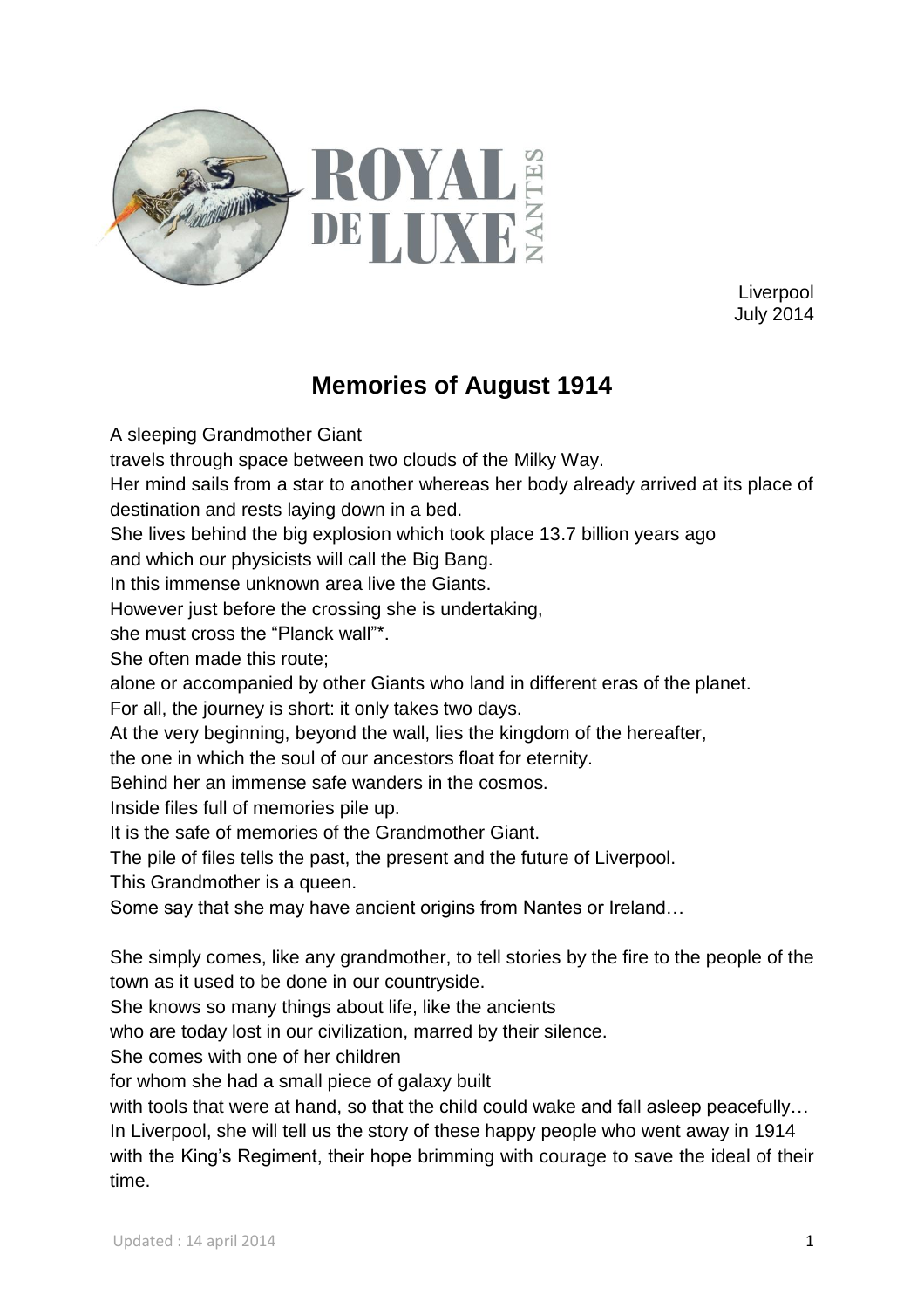ROYAL DE LUXE NANTES

Liverpool
July 2014

## Memories of August 1914

A sleeping Grandmother Giant
travels through space between two clouds of the Milky Way.
Her mind sails from a star to another whereas her body already arrived at its place of destination and rests laying down in a bed.
She lives behind the big explosion which took place 13.7 billion years ago
and which our physicists will call the Big Bang.
In this immense unknown area live the Giants.
However just before the crossing she is undertaking,
she must cross the "Planck wall"*.
She often made this route;
alone or accompanied by other Giants who land in different eras of the planet.
For all, the journey is short: it only takes two days.
At the very beginning, beyond the wall, lies the kingdom of the hereafter,
the one in which the soul of our ancestors float for eternity.
Behind her an immense safe wanders in the cosmos.
Inside files full of memories pile up.
It is the safe of memories of the Grandmother Giant.
The pile of files tells the past, the present and the future of Liverpool.
This Grandmother is a queen.
Some say that she may have ancient origins from Nantes or Ireland…

She simply comes, like any grandmother, to tell stories by the fire to the people of the town as it used to be done in our countryside.
She knows so many things about life, like the ancients
who are today lost in our civilization, marred by their silence.
She comes with one of her children
for whom she had a small piece of galaxy built
with tools that were at hand, so that the child could wake and fall asleep peacefully…
In Liverpool, she will tell us the story of these happy people who went away in 1914 with the King's Regiment, their hope brimming with courage to save the ideal of their time.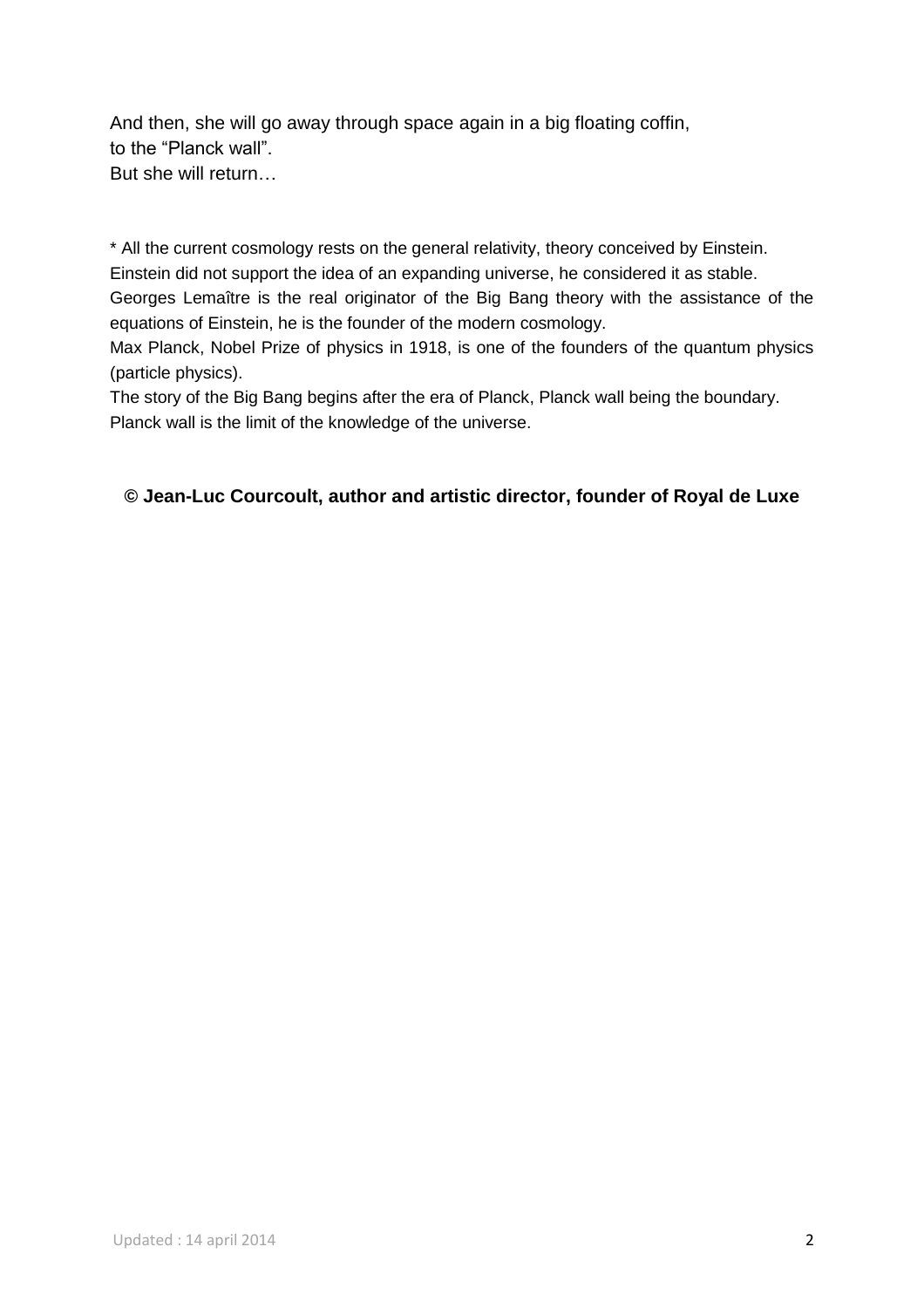And then, she will go away through space again in a big floating coffin,
to the “Planck wall”.
But she will return…

* All the current cosmology rests on the general relativity, theory conceived by Einstein.
Einstein did not support the idea of an expanding universe, he considered it as stable.
Georges Lemaître is the real originator of the Big Bang theory with the assistance of the equations of Einstein, he is the founder of the modern cosmology.
Max Planck, Nobel Prize of physics in 1918, is one of the founders of the quantum physics (particle physics).
The story of the Big Bang begins after the era of Planck, Planck wall being the boundary.
Planck wall is the limit of the knowledge of the universe.

**© Jean-Luc Courcoult, author and artistic director, founder of Royal de Luxe**

Updated : 14 april 2014